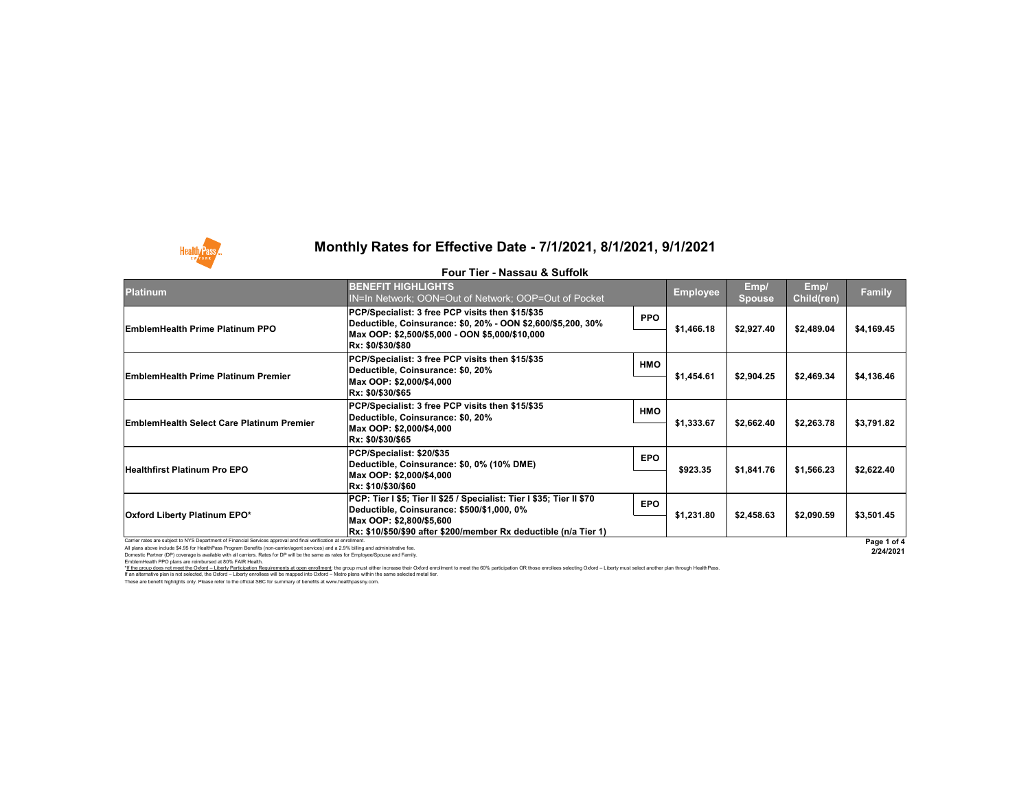# Monthly Rates for Effective Date - 7/1/2021, 8/1/2021, 9/1/2021

## Four Tier - Nassau & Suffolk

| Platinum | BENEFIT HIGHLIGHTS IN=In Network; OON=Out of Network; OOP=Out of Pocket | | Employee | Emp/ Spouse | Emp/ Child(ren) | Family |
|---|---|---|---|---|---|---|
| EmblemHealth Prime Platinum PPO | PCP/Specialist: 3 free PCP visits then $15/$35<br>Deductible, Coinsurance: $0, 20% - OON $2,600/$5,200, 30%<br>Max OOP: $2,500/$5,000 - OON $5,000/$10,000<br>Rx: $0/$30/$80 | PPO | $1,466.18 | $2,927.40 | $2,489.04 | $4,169.45 |
| EmblemHealth Prime Platinum Premier | PCP/Specialist: 3 free PCP visits then $15/$35<br>Deductible, Coinsurance: $0, 20%<br>Max OOP: $2,000/$4,000<br>Rx: $0/$30/$65 | HMO | $1,454.61 | $2,904.25 | $2,469.34 | $4,136.46 |
| EmblemHealth Select Care Platinum Premier | PCP/Specialist: 3 free PCP visits then $15/$35<br>Deductible, Coinsurance: $0, 20%<br>Max OOP: $2,000/$4,000<br>Rx: $0/$30/$65 | HMO | $1,333.67 | $2,662.40 | $2,263.78 | $3,791.82 |
| Healthfirst Platinum Pro EPO | PCP/Specialist: $20/$35<br>Deductible, Coinsurance: $0, 0% (10% DME)<br>Max OOP: $2,000/$4,000<br>Rx: $10/$30/$60 | EPO | $923.35 | $1,841.76 | $1,566.23 | $2,622.40 |
| Oxford Liberty Platinum EPO* | PCP: Tier I $5; Tier II $25 / Specialist: Tier I $35; Tier II $70<br>Deductible, Coinsurance: $500/$1,000, 0%<br>Max OOP: $2,800/$5,600<br>Rx: $10/$50/$90 after $200/member Rx deductible (n/a Tier 1) | EPO | $1,231.80 | $2,458.63 | $2,090.59 | $3,501.45 |

Carrier rates are subject to NYS Department of Financial Services approval and final verification at enrollment.
All plans above include $4.95 for HealthPass Program Benefits (non-carrier/agent services) and a 2.9% billing and administrative fee.
Domestic Partner (DP) coverage is available with all carriers. Rates for DP will be the same as rates for Employee/Spouse and Family.
EmblemHealth PPO plans are reimbursed at 80% FAIR Health.
*If the group does not meet the Oxford – Liberty Participation Requirements at open enrollment: the group must either increase their Oxford enrollment to meet the 60% participation OR those enrollees selecting Oxford – Liberty must select another plan through HealthPass. If an alternative plan is not selected, the Oxford – Liberty enrollees will be mapped into Oxford – Metro plans within the same selected metal tier.
These are benefit highlights only. Please refer to the official SBC for summary of benefits at www.healthpassny.com.

2/24/2021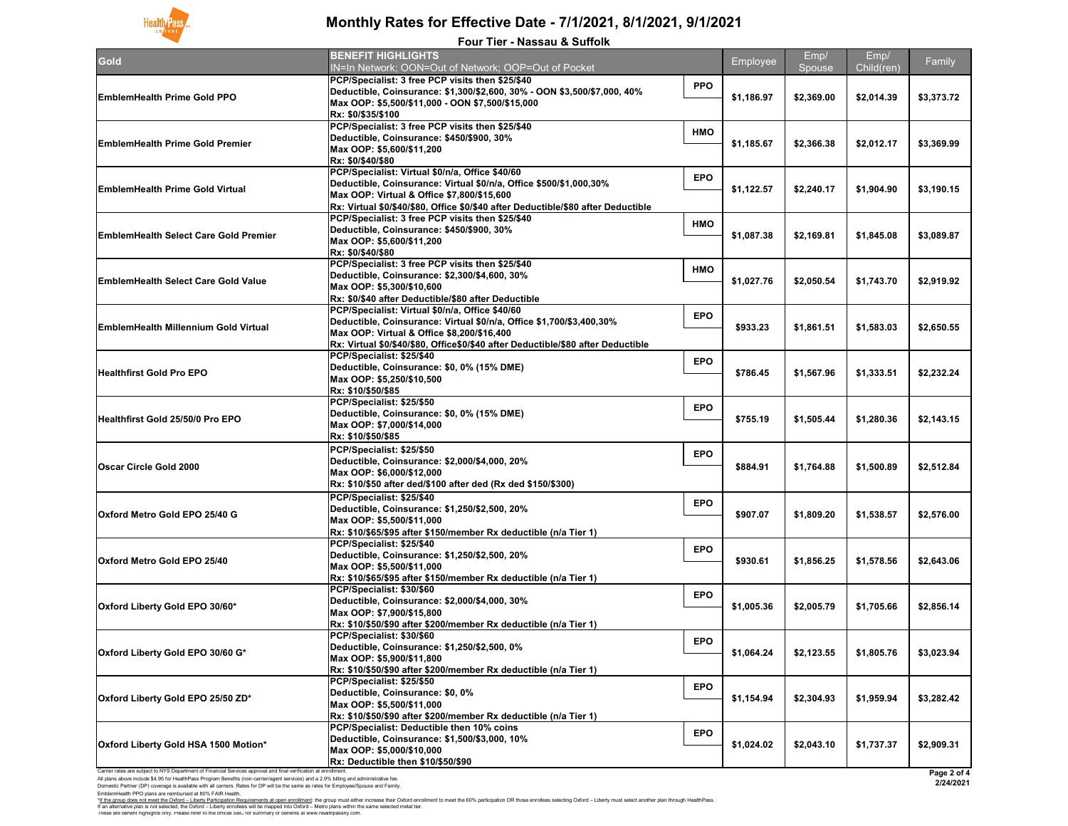# Monthly Rates for Effective Date - 7/1/2021, 8/1/2021, 9/1/2021

## Four Tier - Nassau & Suffolk

| Gold | BENEFIT HIGHLIGHTS<br>IN=In Network; OON=Out of Network; OOP=Out of Pocket | | Employee | Emp/ Spouse | Emp/ Child(ren) | Family |
|---|---|---|---|---|---|---|
| EmblemHealth Prime Gold PPO | PCP/Specialist: 3 free PCP visits then $25/$40<br>Deductible, Coinsurance: $1,300/$2,600, 30% - OON $3,500/$7,000, 40%<br>Max OOP: $5,500/$11,000 - OON $7,500/$15,000<br>Rx: $0/$35/$100 | PPO | $1,186.97 | $2,369.00 | $2,014.39 | $3,373.72 |
| EmblemHealth Prime Gold Premier | PCP/Specialist: 3 free PCP visits then $25/$40<br>Deductible, Coinsurance: $450/$900, 30%<br>Max OOP: $5,600/$11,200<br>Rx: $0/$40/$80 | HMO | $1,185.67 | $2,366.38 | $2,012.17 | $3,369.99 |
| EmblemHealth Prime Gold Virtual | PCP/Specialist: Virtual $0/n/a, Office $40/60<br>Deductible, Coinsurance: Virtual $0/n/a, Office $500/$1,000,30%<br>Max OOP: Virtual & Office $7,800/$15,600<br>Rx: Virtual $0/$40/$80, Office $0/$40 after Deductible/$80 after Deductible | EPO | $1,122.57 | $2,240.17 | $1,904.90 | $3,190.15 |
| EmblemHealth Select Care Gold Premier | PCP/Specialist: 3 free PCP visits then $25/$40<br>Deductible, Coinsurance: $450/$900, 30%<br>Max OOP: $5,600/$11,200<br>Rx: $0/$40/$80 | HMO | $1,087.38 | $2,169.81 | $1,845.08 | $3,089.87 |
| EmblemHealth Select Care Gold Value | PCP/Specialist: 3 free PCP visits then $25/$40<br>Deductible, Coinsurance: $2,300/$4,600, 30%<br>Max OOP: $5,300/$10,600<br>Rx: $0/$40 after Deductible/$80 after Deductible | HMO | $1,027.76 | $2,050.54 | $1,743.70 | $2,919.92 |
| EmblemHealth Millennium Gold Virtual | PCP/Specialist: Virtual $0/n/a, Office $40/60<br>Deductible, Coinsurance: Virtual $0/n/a, Office $1,700/$3,400,30%<br>Max OOP: Virtual & Office $8,200/$16,400<br>Rx: Virtual $0/$40/$80, Office$0/$40 after Deductible/$80 after Deductible | EPO | $933.23 | $1,861.51 | $1,583.03 | $2,650.55 |
| Healthfirst Gold Pro EPO | PCP/Specialist: $25/$40<br>Deductible, Coinsurance: $0, 0% (15% DME)<br>Max OOP: $5,250/$10,500<br>Rx: $10/$50/$85 | EPO | $786.45 | $1,567.96 | $1,333.51 | $2,232.24 |
| Healthfirst Gold 25/50/0 Pro EPO | PCP/Specialist: $25/$50<br>Deductible, Coinsurance: $0, 0% (15% DME)<br>Max OOP: $7,000/$14,000<br>Rx: $10/$50/$85 | EPO | $755.19 | $1,505.44 | $1,280.36 | $2,143.15 |
| Oscar Circle Gold 2000 | PCP/Specialist: $25/$50<br>Deductible, Coinsurance: $2,000/$4,000, 20%<br>Max OOP: $6,000/$12,000<br>Rx: $10/$50 after ded/$100 after ded (Rx ded $150/$300) | EPO | $884.91 | $1,764.88 | $1,500.89 | $2,512.84 |
| Oxford Metro Gold EPO 25/40 G | PCP/Specialist: $25/$40<br>Deductible, Coinsurance: $1,250/$2,500, 20%<br>Max OOP: $5,500/$11,000<br>Rx: $10/$65/$95 after $150/member Rx deductible (n/a Tier 1) | EPO | $907.07 | $1,809.20 | $1,538.57 | $2,576.00 |
| Oxford Metro Gold EPO 25/40 | PCP/Specialist: $25/$40<br>Deductible, Coinsurance: $1,250/$2,500, 20%<br>Max OOP: $5,500/$11,000<br>Rx: $10/$65/$95 after $150/member Rx deductible (n/a Tier 1) | EPO | $930.61 | $1,856.25 | $1,578.56 | $2,643.06 |
| Oxford Liberty Gold EPO 30/60* | PCP/Specialist: $30/$60<br>Deductible, Coinsurance: $2,000/$4,000, 30%<br>Max OOP: $7,900/$15,800<br>Rx: $10/$50/$90 after $200/member Rx deductible (n/a Tier 1) | EPO | $1,005.36 | $2,005.79 | $1,705.66 | $2,856.14 |
| Oxford Liberty Gold EPO 30/60 G* | PCP/Specialist: $30/$60<br>Deductible, Coinsurance: $1,250/$2,500, 0%<br>Max OOP: $5,900/$11,800<br>Rx: $10/$50/$90 after $200/member Rx deductible (n/a Tier 1) | EPO | $1,064.24 | $2,123.55 | $1,805.76 | $3,023.94 |
| Oxford Liberty Gold EPO 25/50 ZD* | PCP/Specialist: $25/$50<br>Deductible, Coinsurance: $0, 0%<br>Max OOP: $5,500/$11,000<br>Rx: $10/$50/$90 after $200/member Rx deductible (n/a Tier 1) | EPO | $1,154.94 | $2,304.93 | $1,959.94 | $3,282.42 |
| Oxford Liberty Gold HSA 1500 Motion* | PCP/Specialist: Deductible then 10% coins<br>Deductible, Coinsurance: $1,500/$3,000, 10%<br>Max OOP: $5,000/$10,000<br>Rx: Deductible then $10/$50/$90 | EPO | $1,024.02 | $2,043.10 | $1,737.37 | $2,909.31 |

Carrier rates are subject to NYS Department of Financial Services approval and final verification at enrollment.
All plans above include $4.95 for HealthPass Program Benefits (non-carrier/agent services) and a 2.9% billing and administrative fee.
Domestic Partner (DP) coverage is available with all carriers. Rates for DP will be the same as rates for Employee/Spouse and Family.
EmblemHealth PPO plans are reimbursed at 80% FAIR Health.
*If the group does not meet the Oxford – Liberty Participation Requirements at open enrollment: the group must either increase their Oxford enrollment to meet the 60% participation OR those enrollees selecting Oxford – Liberty must select another plan through HealthPass.
If an alternative plan is not selected, the Oxford – Liberty enrollees will be mapped into Oxford – Metro plans within the same selected metal tier.
These are benefit highlights only. Please refer to the official SBC for summary of benefits at www.healthpassny.com.

2/24/2021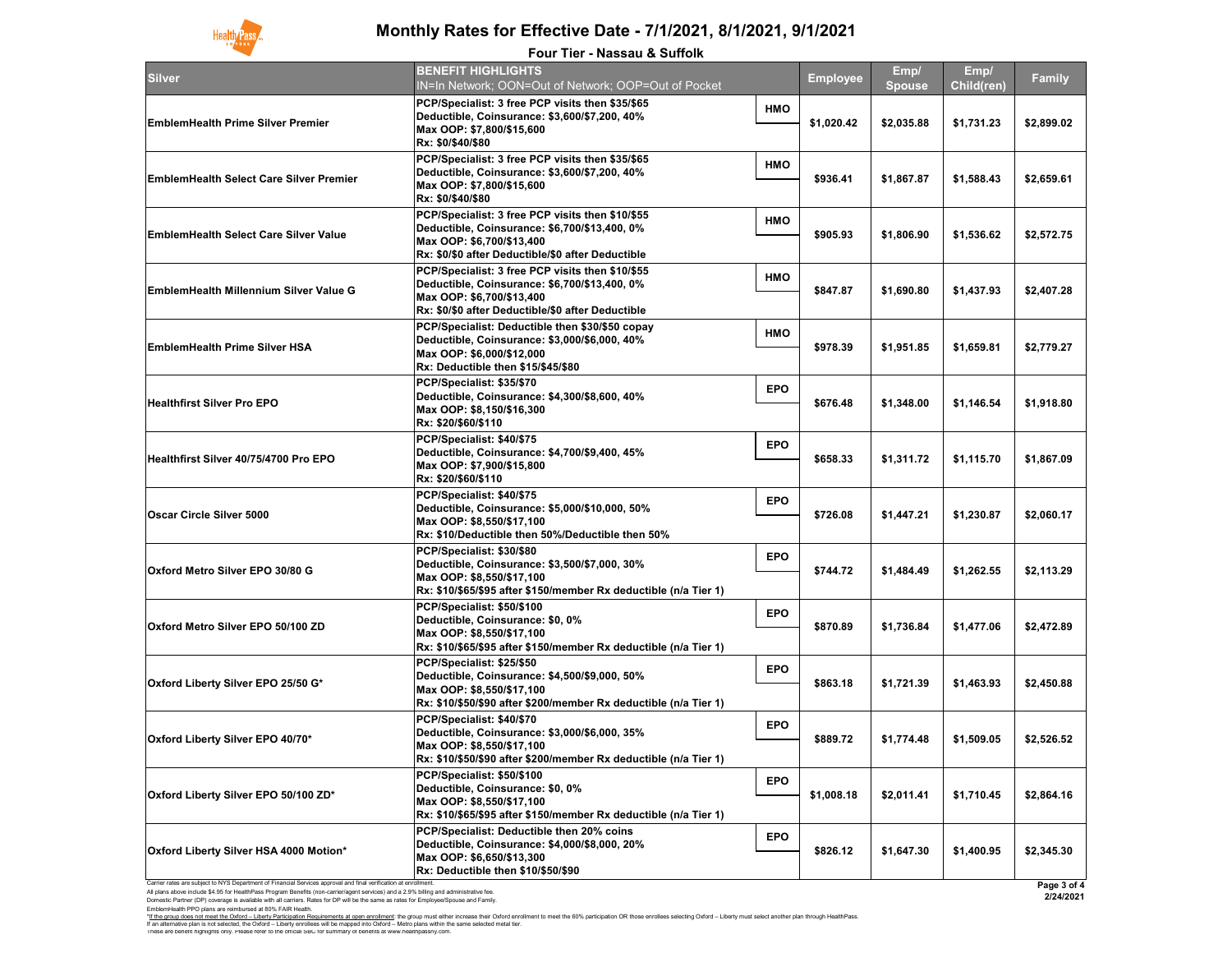# Monthly Rates for Effective Date - 7/1/2021, 8/1/2021, 9/1/2021

## Four Tier - Nassau & Suffolk

| Silver | BENEFIT HIGHLIGHTS<br>IN=In Network; OON=Out of Network; OOP=Out of Pocket | | Employee | Emp/ Spouse | Emp/ Child(ren) | Family |
|---|---|---|---|---|---|---|
| EmblemHealth Prime Silver Premier | PCP/Specialist: 3 free PCP visits then $35/$65<br>Deductible, Coinsurance: $3,600/$7,200, 40%<br>Max OOP: $7,800/$15,600<br>Rx: $0/$40/$80 | HMO | $1,020.42 | $2,035.88 | $1,731.23 | $2,899.02 |
| EmblemHealth Select Care Silver Premier | PCP/Specialist: 3 free PCP visits then $35/$65<br>Deductible, Coinsurance: $3,600/$7,200, 40%<br>Max OOP: $7,800/$15,600<br>Rx: $0/$40/$80 | HMO | $936.41 | $1,867.87 | $1,588.43 | $2,659.61 |
| EmblemHealth Select Care Silver Value | PCP/Specialist: 3 free PCP visits then $10/$55<br>Deductible, Coinsurance: $6,700/$13,400, 0%<br>Max OOP: $6,700/$13,400<br>Rx: $0/$0 after Deductible/$0 after Deductible | HMO | $905.93 | $1,806.90 | $1,536.62 | $2,572.75 |
| EmblemHealth Millennium Silver Value G | PCP/Specialist: 3 free PCP visits then $10/$55<br>Deductible, Coinsurance: $6,700/$13,400, 0%<br>Max OOP: $6,700/$13,400<br>Rx: $0/$0 after Deductible/$0 after Deductible | HMO | $847.87 | $1,690.80 | $1,437.93 | $2,407.28 |
| EmblemHealth Prime Silver HSA | PCP/Specialist: Deductible then $30/$50 copay<br>Deductible, Coinsurance: $3,000/$6,000, 40%<br>Max OOP: $6,000/$12,000<br>Rx: Deductible then $15/$45/$80 | HMO | $978.39 | $1,951.85 | $1,659.81 | $2,779.27 |
| Healthfirst Silver Pro EPO | PCP/Specialist: $35/$70<br>Deductible, Coinsurance: $4,300/$8,600, 40%<br>Max OOP: $8,150/$16,300<br>Rx: $20/$60/$110 | EPO | $676.48 | $1,348.00 | $1,146.54 | $1,918.80 |
| Healthfirst Silver 40/75/4700 Pro EPO | PCP/Specialist: $40/$75<br>Deductible, Coinsurance: $4,700/$9,400, 45%<br>Max OOP: $7,900/$15,800<br>Rx: $20/$60/$110 | EPO | $658.33 | $1,311.72 | $1,115.70 | $1,867.09 |
| Oscar Circle Silver 5000 | PCP/Specialist: $40/$75<br>Deductible, Coinsurance: $5,000/$10,000, 50%<br>Max OOP: $8,550/$17,100<br>Rx: $10/Deductible then 50%/Deductible then 50% | EPO | $726.08 | $1,447.21 | $1,230.87 | $2,060.17 |
| Oxford Metro Silver EPO 30/80 G | PCP/Specialist: $30/$80<br>Deductible, Coinsurance: $3,500/$7,000, 30%<br>Max OOP: $8,550/$17,100<br>Rx: $10/$65/$95 after $150/member Rx deductible (n/a Tier 1) | EPO | $744.72 | $1,484.49 | $1,262.55 | $2,113.29 |
| Oxford Metro Silver EPO 50/100 ZD | PCP/Specialist: $50/$100<br>Deductible, Coinsurance: $0, 0%<br>Max OOP: $8,550/$17,100<br>Rx: $10/$65/$95 after $150/member Rx deductible (n/a Tier 1) | EPO | $870.89 | $1,736.84 | $1,477.06 | $2,472.89 |
| Oxford Liberty Silver EPO 25/50 G* | PCP/Specialist: $25/$50<br>Deductible, Coinsurance: $4,500/$9,000, 50%<br>Max OOP: $8,550/$17,100<br>Rx: $10/$50/$90 after $200/member Rx deductible (n/a Tier 1) | EPO | $863.18 | $1,721.39 | $1,463.93 | $2,450.88 |
| Oxford Liberty Silver EPO 40/70* | PCP/Specialist: $40/$70<br>Deductible, Coinsurance: $3,000/$6,000, 35%<br>Max OOP: $8,550/$17,100<br>Rx: $10/$50/$90 after $200/member Rx deductible (n/a Tier 1) | EPO | $889.72 | $1,774.48 | $1,509.05 | $2,526.52 |
| Oxford Liberty Silver EPO 50/100 ZD* | PCP/Specialist: $50/$100<br>Deductible, Coinsurance: $0, 0%<br>Max OOP: $8,550/$17,100<br>Rx: $10/$65/$95 after $150/member Rx deductible (n/a Tier 1) | EPO | $1,008.18 | $2,011.41 | $1,710.45 | $2,864.16 |
| Oxford Liberty Silver HSA 4000 Motion* | PCP/Specialist: Deductible then 20% coins<br>Deductible, Coinsurance: $4,000/$8,000, 20%<br>Max OOP: $6,650/$13,300<br>Rx: Deductible then $10/$50/$90 | EPO | $826.12 | $1,647.30 | $1,400.95 | $2,345.30 |

Carrier rates are subject to NYS Department of Financial Services approval and final verification at enrollment.
All plans above include $4.95 for HealthPass Program Benefits (non-carrier/agent services) and a 2.9% billing and administrative fee.
Domestic Partner (DP) coverage is available with all carriers. Rates for DP will be the same as rates for Employee/Spouse and Family.
EmblemHealth PPO plans are reimbursed at 80% FAIR Health.
*If the group does not meet the Oxford – Liberty Participation Requirements at open enrollment: the group must either increase their Oxford enrollment to meet the 60% participation OR those enrollees selecting Oxford – Liberty must select another plan through HealthPass.
If an alternative plan is not selected, the Oxford – Liberty enrollees will be mapped into Oxford – Metro plans within the same selected metal tier.
These are benefit highlights only. Please refer to the official SBC for summary of benefits at www.healthpassny.com.

2/24/2021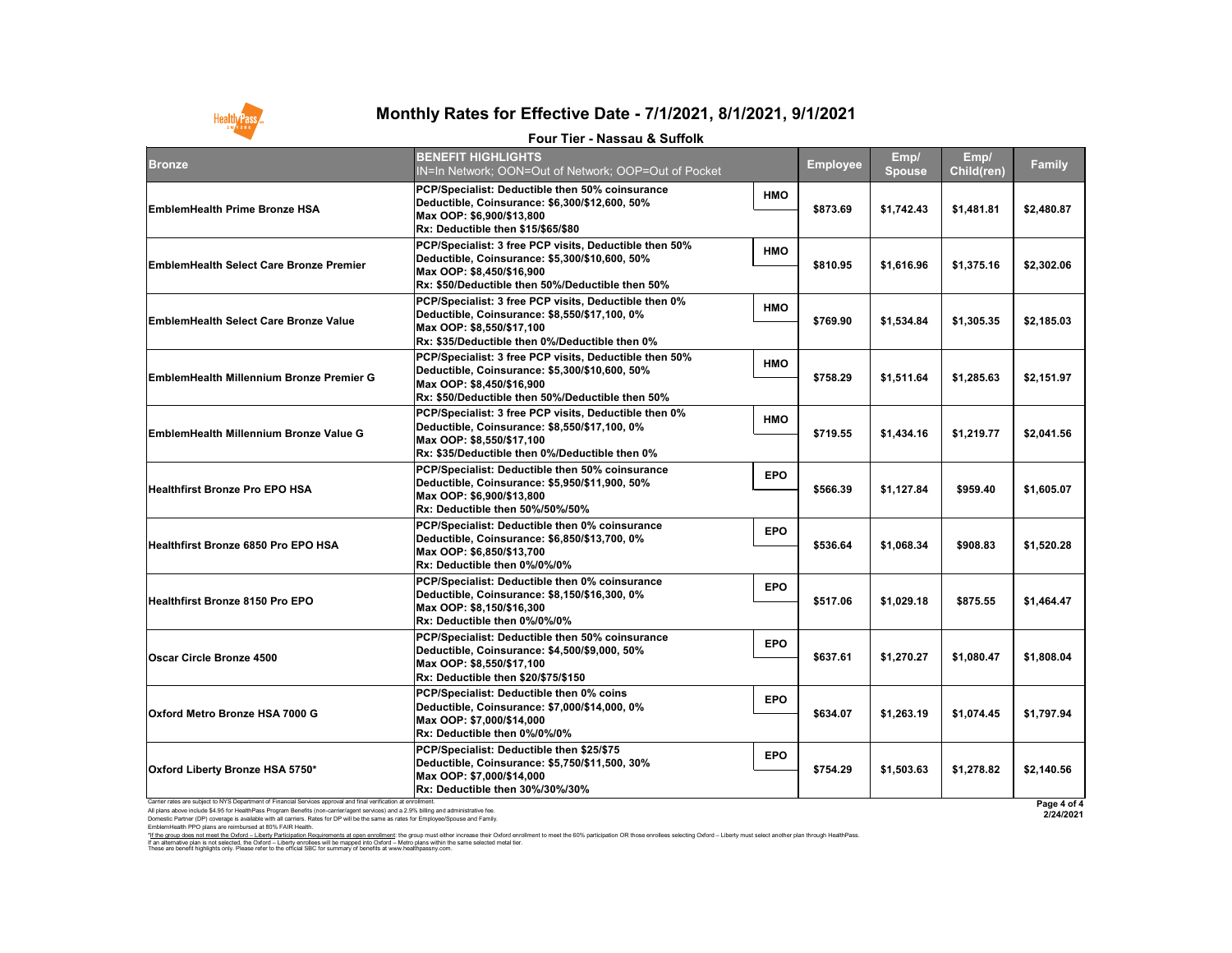# Monthly Rates for Effective Date - 7/1/2021, 8/1/2021, 9/1/2021

## Four Tier - Nassau & Suffolk

| Bronze | BENEFIT HIGHLIGHTS IN=In Network; OON=Out of Network; OOP=Out of Pocket | | Employee | Emp/ Spouse | Emp/ Child(ren) | Family |
|---|---|---|---|---|---|---|
| EmblemHealth Prime Bronze HSA | PCP/Specialist: Deductible then 50% coinsurance<br>Deductible, Coinsurance: $6,300/$12,600, 50%<br>Max OOP: $6,900/$13,800<br>Rx: Deductible then $15/$65/$80 | HMO | $873.69 | $1,742.43 | $1,481.81 | $2,480.87 |
| EmblemHealth Select Care Bronze Premier | PCP/Specialist: 3 free PCP visits, Deductible then 50%<br>Deductible, Coinsurance: $5,300/$10,600, 50%<br>Max OOP: $8,450/$16,900<br>Rx: $50/Deductible then 50%/Deductible then 50% | HMO | $810.95 | $1,616.96 | $1,375.16 | $2,302.06 |
| EmblemHealth Select Care Bronze Value | PCP/Specialist: 3 free PCP visits, Deductible then 0%<br>Deductible, Coinsurance: $8,550/$17,100, 0%<br>Max OOP: $8,550/$17,100<br>Rx: $35/Deductible then 0%/Deductible then 0% | HMO | $769.90 | $1,534.84 | $1,305.35 | $2,185.03 |
| EmblemHealth Millennium Bronze Premier G | PCP/Specialist: 3 free PCP visits, Deductible then 50%<br>Deductible, Coinsurance: $5,300/$10,600, 50%<br>Max OOP: $8,450/$16,900<br>Rx: $50/Deductible then 50%/Deductible then 50% | HMO | $758.29 | $1,511.64 | $1,285.63 | $2,151.97 |
| EmblemHealth Millennium Bronze Value G | PCP/Specialist: 3 free PCP visits, Deductible then 0%<br>Deductible, Coinsurance: $8,550/$17,100, 0%<br>Max OOP: $8,550/$17,100<br>Rx: $35/Deductible then 0%/Deductible then 0% | HMO | $719.55 | $1,434.16 | $1,219.77 | $2,041.56 |
| Healthfirst Bronze Pro EPO HSA | PCP/Specialist: Deductible then 50% coinsurance<br>Deductible, Coinsurance: $5,950/$11,900, 50%<br>Max OOP: $6,900/$13,800<br>Rx: Deductible then 50%/50%/50% | EPO | $566.39 | $1,127.84 | $959.40 | $1,605.07 |
| Healthfirst Bronze 6850 Pro EPO HSA | PCP/Specialist: Deductible then 0% coinsurance<br>Deductible, Coinsurance: $6,850/$13,700, 0%<br>Max OOP: $6,850/$13,700<br>Rx: Deductible then 0%/0%/0% | EPO | $536.64 | $1,068.34 | $908.83 | $1,520.28 |
| Healthfirst Bronze 8150 Pro EPO | PCP/Specialist: Deductible then 0% coinsurance<br>Deductible, Coinsurance: $8,150/$16,300, 0%<br>Max OOP: $8,150/$16,300<br>Rx: Deductible then 0%/0%/0% | EPO | $517.06 | $1,029.18 | $875.55 | $1,464.47 |
| Oscar Circle Bronze 4500 | PCP/Specialist: Deductible then 50% coinsurance<br>Deductible, Coinsurance: $4,500/$9,000, 50%<br>Max OOP: $8,550/$17,100<br>Rx: Deductible then $20/$75/$150 | EPO | $637.61 | $1,270.27 | $1,080.47 | $1,808.04 |
| Oxford Metro Bronze HSA 7000 G | PCP/Specialist: Deductible then 0% coins<br>Deductible, Coinsurance: $7,000/$14,000, 0%<br>Max OOP: $7,000/$14,000<br>Rx: Deductible then 0%/0%/0% | EPO | $634.07 | $1,263.19 | $1,074.45 | $1,797.94 |
| Oxford Liberty Bronze HSA 5750* | PCP/Specialist: Deductible then $25/$75<br>Deductible, Coinsurance: $5,750/$11,500, 30%<br>Max OOP: $7,000/$14,000<br>Rx: Deductible then 30%/30%/30% | EPO | $754.29 | $1,503.63 | $1,278.82 | $2,140.56 |

Carrier rates are subject to NYS Department of Financial Services approval and final verification at enrollment.
All plans above include $4.95 for HealthPass Program Benefits (non-carrier/agent services) and a 2.9% billing and administrative fee.
Domestic Partner (DP) coverage is available with all carriers. Rates for DP will be the same as rates for Employee/Spouse and Family.
EmblemHealth PPO plans are reimbursed at 80% FAIR Health.
*If the group does not meet the Oxford – Liberty Participation Requirements at open enrollment: the group must either increase their Oxford enrollment to meet the 60% participation OR those enrollees selecting Oxford – Liberty must select another plan through HealthPass.
If an alternative plan is not selected, the Oxford – Liberty enrollees will be mapped into Oxford – Metro plans within the same selected metal tier.
These are benefit highlights only. Please refer to the official SBC for summary of benefits at www.healthpassny.com.

2/24/2021